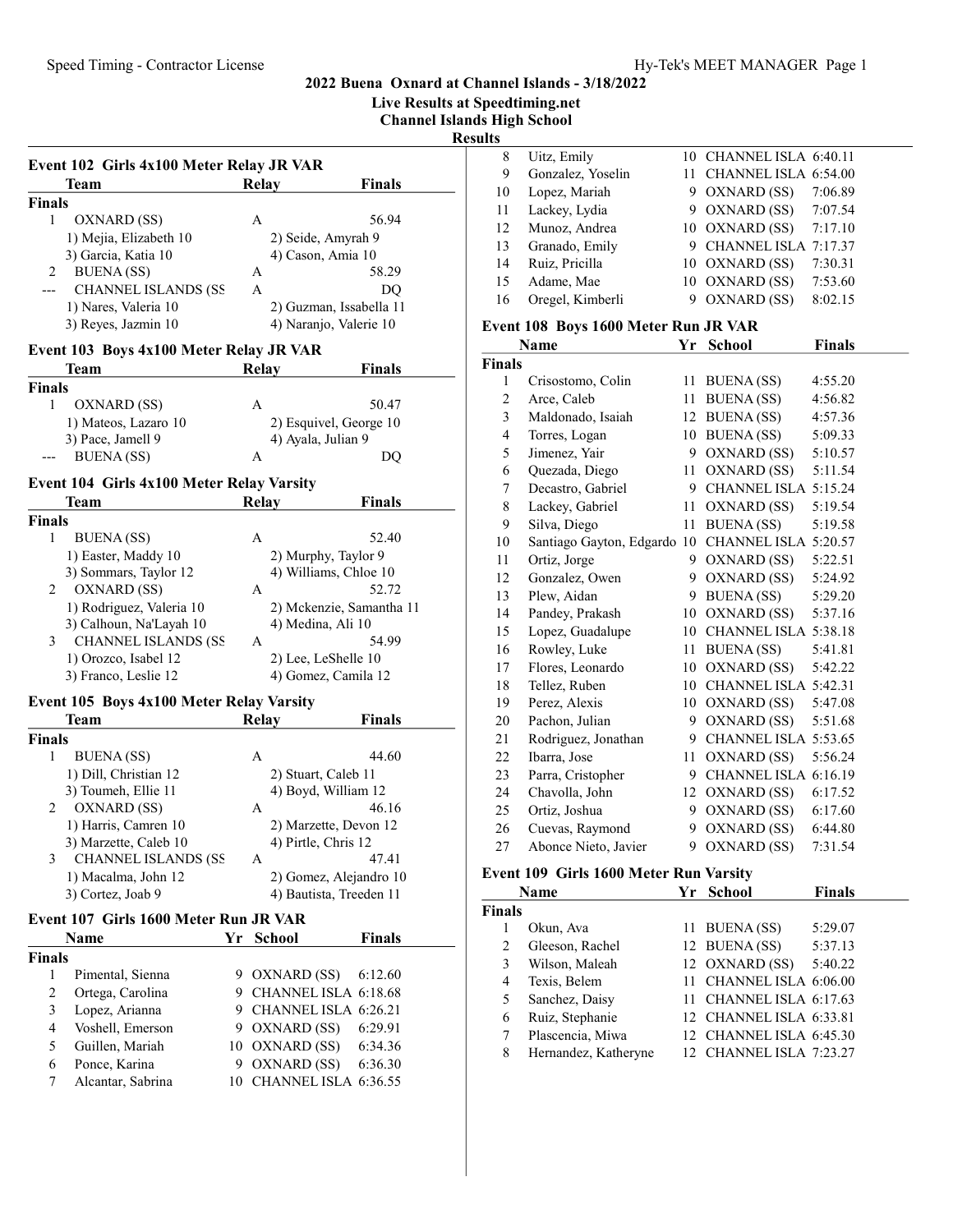## 2022 Buena Oxnard at Channel Islands - 3/18/2022

**Live Results at Speedtiming.net**

**Channel Islands High School**

**Results**

### Event 102 Girls 4x100 Meter Relay JR VAR

| | Team | Relay | Finals |
|---|---|---|---|
| **Finals** | | | |
| 1 | OXNARD (SS) | A | 56.94 |
| | 1) Mejia, Elizabeth 10 | 2) Seide, Amyrah 9 | |
| | 3) Garcia, Katia 10 | 4) Cason, Amia 10 | |
| 2 | BUENA (SS) | A | 58.29 |
| --- | CHANNEL ISLANDS (SS | A | DQ |
| | 1) Nares, Valeria 10 | 2) Guzman, Issabella 11 | |
| | 3) Reyes, Jazmin 10 | 4) Naranjo, Valerie 10 | |

### Event 103 Boys 4x100 Meter Relay JR VAR

| | Team | Relay | Finals |
|---|---|---|---|
| **Finals** | | | |
| 1 | OXNARD (SS) | A | 50.47 |
| | 1) Mateos, Lazaro 10 | 2) Esquivel, George 10 | |
| | 3) Pace, Jamell 9 | 4) Ayala, Julian 9 | |
| --- | BUENA (SS) | A | DQ |

### Event 104 Girls 4x100 Meter Relay Varsity

| | Team | Relay | Finals |
|---|---|---|---|
| **Finals** | | | |
| 1 | BUENA (SS) | A | 52.40 |
| | 1) Easter, Maddy 10 | 2) Murphy, Taylor 9 | |
| | 3) Sommars, Taylor 12 | 4) Williams, Chloe 10 | |
| 2 | OXNARD (SS) | A | 52.72 |
| | 1) Rodriguez, Valeria 10 | 2) Mckenzie, Samantha 11 | |
| | 3) Calhoun, Na'LaYah 10 | 4) Medina, Ali 10 | |
| 3 | CHANNEL ISLANDS (SS | A | 54.99 |
| | 1) Orozco, Isabel 12 | 2) Lee, LeShelle 10 | |
| | 3) Franco, Leslie 12 | 4) Gomez, Camila 12 | |

### Event 105 Boys 4x100 Meter Relay Varsity

| | Team | Relay | Finals |
|---|---|---|---|
| **Finals** | | | |
| 1 | BUENA (SS) | A | 44.60 |
| | 1) Dill, Christian 12 | 2) Stuart, Caleb 11 | |
| | 3) Toumeh, Ellie 11 | 4) Boyd, William 12 | |
| 2 | OXNARD (SS) | A | 46.16 |
| | 1) Harris, Camren 10 | 2) Marzette, Devon 12 | |
| | 3) Marzette, Caleb 10 | 4) Pirtle, Chris 12 | |
| 3 | CHANNEL ISLANDS (SS | A | 47.41 |
| | 1) Macalma, John 12 | 2) Gomez, Alejandro 10 | |
| | 3) Cortez, Joab 9 | 4) Bautista, Treeden 11 | |

### Event 107 Girls 1600 Meter Run JR VAR

| | Name | Yr | School | Finals |
|---|---|---|---|---|
| **Finals** | | | | |
| 1 | Pimental, Sienna | 9 | OXNARD (SS) | 6:12.60 |
| 2 | Ortega, Carolina | 9 | CHANNEL ISLA | 6:18.68 |
| 3 | Lopez, Arianna | 9 | CHANNEL ISLA | 6:26.21 |
| 4 | Voshell, Emerson | 9 | OXNARD (SS) | 6:29.91 |
| 5 | Guillen, Mariah | 10 | OXNARD (SS) | 6:34.36 |
| 6 | Ponce, Karina | 9 | OXNARD (SS) | 6:36.30 |
| 7 | Alcantar, Sabrina | 10 | CHANNEL ISLA | 6:36.55 |
| 8 | Uitz, Emily | 10 | CHANNEL ISLA | 6:40.11 |
| 9 | Gonzalez, Yoselin | 11 | CHANNEL ISLA | 6:54.00 |
| 10 | Lopez, Mariah | 9 | OXNARD (SS) | 7:06.89 |
| 11 | Lackey, Lydia | 9 | OXNARD (SS) | 7:07.54 |
| 12 | Munoz, Andrea | 10 | OXNARD (SS) | 7:17.10 |
| 13 | Granado, Emily | 9 | CHANNEL ISLA | 7:17.37 |
| 14 | Ruiz, Pricilla | 10 | OXNARD (SS) | 7:30.31 |
| 15 | Adame, Mae | 10 | OXNARD (SS) | 7:53.60 |
| 16 | Oregel, Kimberli | 9 | OXNARD (SS) | 8:02.15 |

### Event 108 Boys 1600 Meter Run JR VAR

| | Name | Yr | School | Finals |
|---|---|---|---|---|
| **Finals** | | | | |
| 1 | Crisostomo, Colin | 11 | BUENA (SS) | 4:55.20 |
| 2 | Arce, Caleb | 11 | BUENA (SS) | 4:56.82 |
| 3 | Maldonado, Isaiah | 12 | BUENA (SS) | 4:57.36 |
| 4 | Torres, Logan | 10 | BUENA (SS) | 5:09.33 |
| 5 | Jimenez, Yair | 9 | OXNARD (SS) | 5:10.57 |
| 6 | Quezada, Diego | 11 | OXNARD (SS) | 5:11.54 |
| 7 | Decastro, Gabriel | 9 | CHANNEL ISLA | 5:15.24 |
| 8 | Lackey, Gabriel | 11 | OXNARD (SS) | 5:19.54 |
| 9 | Silva, Diego | 11 | BUENA (SS) | 5:19.58 |
| 10 | Santiago Gayton, Edgardo | 10 | CHANNEL ISLA | 5:20.57 |
| 11 | Ortiz, Jorge | 9 | OXNARD (SS) | 5:22.51 |
| 12 | Gonzalez, Owen | 9 | OXNARD (SS) | 5:24.92 |
| 13 | Plew, Aidan | 9 | BUENA (SS) | 5:29.20 |
| 14 | Pandey, Prakash | 10 | OXNARD (SS) | 5:37.16 |
| 15 | Lopez, Guadalupe | 10 | CHANNEL ISLA | 5:38.18 |
| 16 | Rowley, Luke | 11 | BUENA (SS) | 5:41.81 |
| 17 | Flores, Leonardo | 10 | OXNARD (SS) | 5:42.22 |
| 18 | Tellez, Ruben | 10 | CHANNEL ISLA | 5:42.31 |
| 19 | Perez, Alexis | 10 | OXNARD (SS) | 5:47.08 |
| 20 | Pachon, Julian | 9 | OXNARD (SS) | 5:51.68 |
| 21 | Rodriguez, Jonathan | 9 | CHANNEL ISLA | 5:53.65 |
| 22 | Ibarra, Jose | 11 | OXNARD (SS) | 5:56.24 |
| 23 | Parra, Cristopher | 9 | CHANNEL ISLA | 6:16.19 |
| 24 | Chavolla, John | 12 | OXNARD (SS) | 6:17.52 |
| 25 | Ortiz, Joshua | 9 | OXNARD (SS) | 6:17.60 |
| 26 | Cuevas, Raymond | 9 | OXNARD (SS) | 6:44.80 |
| 27 | Abonce Nieto, Javier | 9 | OXNARD (SS) | 7:31.54 |

### Event 109 Girls 1600 Meter Run Varsity

| | Name | Yr | School | Finals |
|---|---|---|---|---|
| **Finals** | | | | |
| 1 | Okun, Ava | 11 | BUENA (SS) | 5:29.07 |
| 2 | Gleeson, Rachel | 12 | BUENA (SS) | 5:37.13 |
| 3 | Wilson, Maleah | 12 | OXNARD (SS) | 5:40.22 |
| 4 | Texis, Belem | 11 | CHANNEL ISLA | 6:06.00 |
| 5 | Sanchez, Daisy | 11 | CHANNEL ISLA | 6:17.63 |
| 6 | Ruiz, Stephanie | 12 | CHANNEL ISLA | 6:33.81 |
| 7 | Plascencia, Miwa | 12 | CHANNEL ISLA | 6:45.30 |
| 8 | Hernandez, Katheryne | 12 | CHANNEL ISLA | 7:23.27 |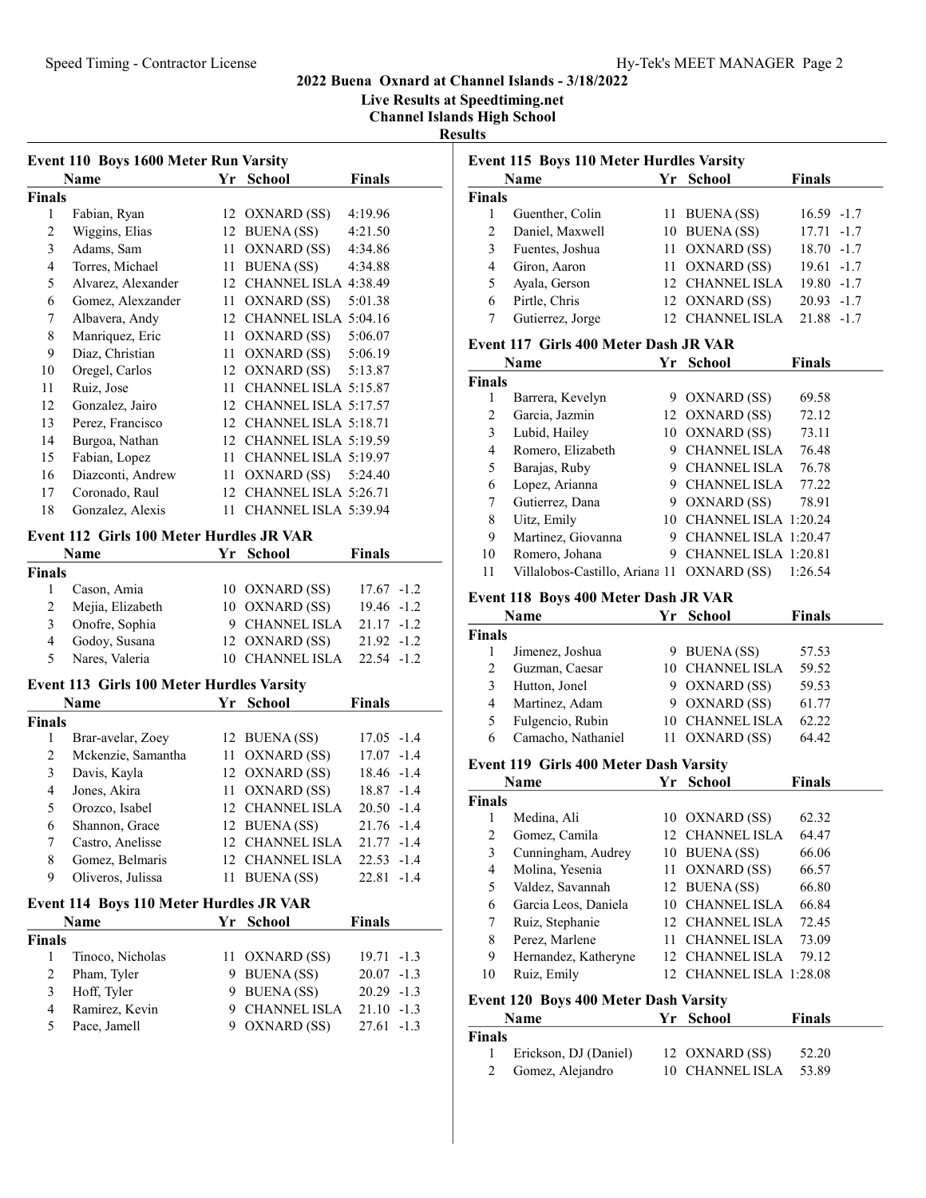# 2022 Buena Oxnard at Channel Islands - 3/18/2022

**Live Results at Speedtiming.net**

**Channel Islands High School**

**Results**

### Event 110 Boys 1600 Meter Run Varsity

| | Name | Yr | School | Finals |
|---|---|---|---|---|
| **Finals** | | | | |
| 1 | Fabian, Ryan | 12 | OXNARD (SS) | 4:19.96 |
| 2 | Wiggins, Elias | 12 | BUENA (SS) | 4:21.50 |
| 3 | Adams, Sam | 11 | OXNARD (SS) | 4:34.86 |
| 4 | Torres, Michael | 11 | BUENA (SS) | 4:34.88 |
| 5 | Alvarez, Alexander | 12 | CHANNEL ISLA | 4:38.49 |
| 6 | Gomez, Alexzander | 11 | OXNARD (SS) | 5:01.38 |
| 7 | Albavera, Andy | 12 | CHANNEL ISLA | 5:04.16 |
| 8 | Manriquez, Eric | 11 | OXNARD (SS) | 5:06.07 |
| 9 | Diaz, Christian | 11 | OXNARD (SS) | 5:06.19 |
| 10 | Oregel, Carlos | 12 | OXNARD (SS) | 5:13.87 |
| 11 | Ruiz, Jose | 11 | CHANNEL ISLA | 5:15.87 |
| 12 | Gonzalez, Jairo | 12 | CHANNEL ISLA | 5:17.57 |
| 13 | Perez, Francisco | 12 | CHANNEL ISLA | 5:18.71 |
| 14 | Burgoa, Nathan | 12 | CHANNEL ISLA | 5:19.59 |
| 15 | Fabian, Lopez | 11 | CHANNEL ISLA | 5:19.97 |
| 16 | Diazconti, Andrew | 11 | OXNARD (SS) | 5:24.40 |
| 17 | Coronado, Raul | 12 | CHANNEL ISLA | 5:26.71 |
| 18 | Gonzalez, Alexis | 11 | CHANNEL ISLA | 5:39.94 |

### Event 112 Girls 100 Meter Hurdles JR VAR

| | Name | Yr | School | Finals | |
|---|---|---|---|---|---|
| **Finals** | | | | | |
| 1 | Cason, Amia | 10 | OXNARD (SS) | 17.67 | -1.2 |
| 2 | Mejia, Elizabeth | 10 | OXNARD (SS) | 19.46 | -1.2 |
| 3 | Onofre, Sophia | 9 | CHANNEL ISLA | 21.17 | -1.2 |
| 4 | Godoy, Susana | 12 | OXNARD (SS) | 21.92 | -1.2 |
| 5 | Nares, Valeria | 10 | CHANNEL ISLA | 22.54 | -1.2 |

### Event 113 Girls 100 Meter Hurdles Varsity

| | Name | Yr | School | Finals | |
|---|---|---|---|---|---|
| **Finals** | | | | | |
| 1 | Brar-avelar, Zoey | 12 | BUENA (SS) | 17.05 | -1.4 |
| 2 | Mckenzie, Samantha | 11 | OXNARD (SS) | 17.07 | -1.4 |
| 3 | Davis, Kayla | 12 | OXNARD (SS) | 18.46 | -1.4 |
| 4 | Jones, Akira | 11 | OXNARD (SS) | 18.87 | -1.4 |
| 5 | Orozco, Isabel | 12 | CHANNEL ISLA | 20.50 | -1.4 |
| 6 | Shannon, Grace | 12 | BUENA (SS) | 21.76 | -1.4 |
| 7 | Castro, Anelisse | 12 | CHANNEL ISLA | 21.77 | -1.4 |
| 8 | Gomez, Belmaris | 12 | CHANNEL ISLA | 22.53 | -1.4 |
| 9 | Oliveros, Julissa | 11 | BUENA (SS) | 22.81 | -1.4 |

### Event 114 Boys 110 Meter Hurdles JR VAR

| | Name | Yr | School | Finals | |
|---|---|---|---|---|---|
| **Finals** | | | | | |
| 1 | Tinoco, Nicholas | 11 | OXNARD (SS) | 19.71 | -1.3 |
| 2 | Pham, Tyler | 9 | BUENA (SS) | 20.07 | -1.3 |
| 3 | Hoff, Tyler | 9 | BUENA (SS) | 20.29 | -1.3 |
| 4 | Ramirez, Kevin | 9 | CHANNEL ISLA | 21.10 | -1.3 |
| 5 | Pace, Jamell | 9 | OXNARD (SS) | 27.61 | -1.3 |

### Event 115 Boys 110 Meter Hurdles Varsity

| | Name | Yr | School | Finals | |
|---|---|---|---|---|---|
| **Finals** | | | | | |
| 1 | Guenther, Colin | 11 | BUENA (SS) | 16.59 | -1.7 |
| 2 | Daniel, Maxwell | 10 | BUENA (SS) | 17.71 | -1.7 |
| 3 | Fuentes, Joshua | 11 | OXNARD (SS) | 18.70 | -1.7 |
| 4 | Giron, Aaron | 11 | OXNARD (SS) | 19.61 | -1.7 |
| 5 | Ayala, Gerson | 12 | CHANNEL ISLA | 19.80 | -1.7 |
| 6 | Pirtle, Chris | 12 | OXNARD (SS) | 20.93 | -1.7 |
| 7 | Gutierrez, Jorge | 12 | CHANNEL ISLA | 21.88 | -1.7 |

### Event 117 Girls 400 Meter Dash JR VAR

| | Name | Yr | School | Finals |
|---|---|---|---|---|
| **Finals** | | | | |
| 1 | Barrera, Kevelyn | 9 | OXNARD (SS) | 69.58 |
| 2 | Garcia, Jazmin | 12 | OXNARD (SS) | 72.12 |
| 3 | Lubid, Hailey | 10 | OXNARD (SS) | 73.11 |
| 4 | Romero, Elizabeth | 9 | CHANNEL ISLA | 76.48 |
| 5 | Barajas, Ruby | 9 | CHANNEL ISLA | 76.78 |
| 6 | Lopez, Arianna | 9 | CHANNEL ISLA | 77.22 |
| 7 | Gutierrez, Dana | 9 | OXNARD (SS) | 78.91 |
| 8 | Uitz, Emily | 10 | CHANNEL ISLA | 1:20.24 |
| 9 | Martinez, Giovanna | 9 | CHANNEL ISLA | 1:20.47 |
| 10 | Romero, Johana | 9 | CHANNEL ISLA | 1:20.81 |
| 11 | Villalobos-Castillo, Ariana | 11 | OXNARD (SS) | 1:26.54 |

### Event 118 Boys 400 Meter Dash JR VAR

| | Name | Yr | School | Finals |
|---|---|---|---|---|
| **Finals** | | | | |
| 1 | Jimenez, Joshua | 9 | BUENA (SS) | 57.53 |
| 2 | Guzman, Caesar | 10 | CHANNEL ISLA | 59.52 |
| 3 | Hutton, Jonel | 9 | OXNARD (SS) | 59.53 |
| 4 | Martinez, Adam | 9 | OXNARD (SS) | 61.77 |
| 5 | Fulgencio, Rubin | 10 | CHANNEL ISLA | 62.22 |
| 6 | Camacho, Nathaniel | 11 | OXNARD (SS) | 64.42 |

### Event 119 Girls 400 Meter Dash Varsity

| | Name | Yr | School | Finals |
|---|---|---|---|---|
| **Finals** | | | | |
| 1 | Medina, Ali | 10 | OXNARD (SS) | 62.32 |
| 2 | Gomez, Camila | 12 | CHANNEL ISLA | 64.47 |
| 3 | Cunningham, Audrey | 10 | BUENA (SS) | 66.06 |
| 4 | Molina, Yesenia | 11 | OXNARD (SS) | 66.57 |
| 5 | Valdez, Savannah | 12 | BUENA (SS) | 66.80 |
| 6 | Garcia Leos, Daniela | 10 | CHANNEL ISLA | 66.84 |
| 7 | Ruiz, Stephanie | 12 | CHANNEL ISLA | 72.45 |
| 8 | Perez, Marlene | 11 | CHANNEL ISLA | 73.09 |
| 9 | Hernandez, Katheryne | 12 | CHANNEL ISLA | 79.12 |
| 10 | Ruiz, Emily | 12 | CHANNEL ISLA | 1:28.08 |

### Event 120 Boys 400 Meter Dash Varsity

| | Name | Yr | School | Finals |
|---|---|---|---|---|
| **Finals** | | | | |
| 1 | Erickson, DJ (Daniel) | 12 | OXNARD (SS) | 52.20 |
| 2 | Gomez, Alejandro | 10 | CHANNEL ISLA | 53.89 |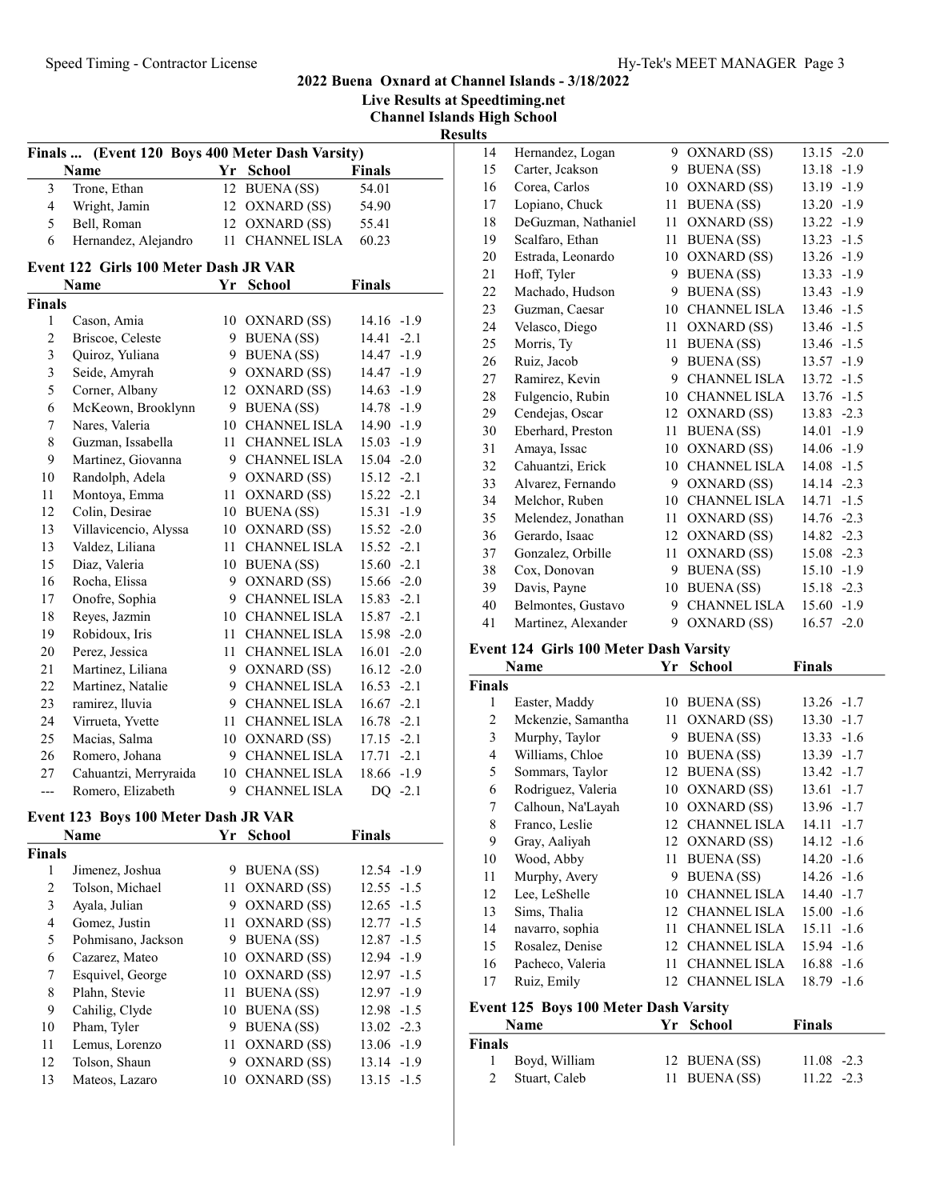## 2022 Buena Oxnard at Channel Islands - 3/18/2022

**Live Results at Speedtiming.net**

**Channel Islands High School**

**Results**

### Finals ... (Event 120 Boys 400 Meter Dash Varsity)

| | Name | Yr | School | Finals |
|---|---|---|---|---|
| 3 | Trone, Ethan | 12 | BUENA (SS) | 54.01 |
| 4 | Wright, Jamin | 12 | OXNARD (SS) | 54.90 |
| 5 | Bell, Roman | 12 | OXNARD (SS) | 55.41 |
| 6 | Hernandez, Alejandro | 11 | CHANNEL ISLA | 60.23 |

### Event 122 Girls 100 Meter Dash JR VAR

| | Name | Yr | School | Finals | |
|---|---|---|---|---|---|
| **Finals** | | | | | |
| 1 | Cason, Amia | 10 | OXNARD (SS) | 14.16 | -1.9 |
| 2 | Briscoe, Celeste | 9 | BUENA (SS) | 14.41 | -2.1 |
| 3 | Quiroz, Yuliana | 9 | BUENA (SS) | 14.47 | -1.9 |
| 3 | Seide, Amyrah | 9 | OXNARD (SS) | 14.47 | -1.9 |
| 5 | Corner, Albany | 12 | OXNARD (SS) | 14.63 | -1.9 |
| 6 | McKeown, Brooklynn | 9 | BUENA (SS) | 14.78 | -1.9 |
| 7 | Nares, Valeria | 10 | CHANNEL ISLA | 14.90 | -1.9 |
| 8 | Guzman, Issabella | 11 | CHANNEL ISLA | 15.03 | -1.9 |
| 9 | Martinez, Giovanna | 9 | CHANNEL ISLA | 15.04 | -2.0 |
| 10 | Randolph, Adela | 9 | OXNARD (SS) | 15.12 | -2.1 |
| 11 | Montoya, Emma | 11 | OXNARD (SS) | 15.22 | -2.1 |
| 12 | Colin, Desirae | 10 | BUENA (SS) | 15.31 | -1.9 |
| 13 | Villavicencio, Alyssa | 10 | OXNARD (SS) | 15.52 | -2.0 |
| 13 | Valdez, Liliana | 11 | CHANNEL ISLA | 15.52 | -2.1 |
| 15 | Diaz, Valeria | 10 | BUENA (SS) | 15.60 | -2.1 |
| 16 | Rocha, Elissa | 9 | OXNARD (SS) | 15.66 | -2.0 |
| 17 | Onofre, Sophia | 9 | CHANNEL ISLA | 15.83 | -2.1 |
| 18 | Reyes, Jazmin | 10 | CHANNEL ISLA | 15.87 | -2.1 |
| 19 | Robidoux, Iris | 11 | CHANNEL ISLA | 15.98 | -2.0 |
| 20 | Perez, Jessica | 11 | CHANNEL ISLA | 16.01 | -2.0 |
| 21 | Martinez, Liliana | 9 | OXNARD (SS) | 16.12 | -2.0 |
| 22 | Martinez, Natalie | 9 | CHANNEL ISLA | 16.53 | -2.1 |
| 23 | ramirez, lluvia | 9 | CHANNEL ISLA | 16.67 | -2.1 |
| 24 | Virrueta, Yvette | 11 | CHANNEL ISLA | 16.78 | -2.1 |
| 25 | Macias, Salma | 10 | OXNARD (SS) | 17.15 | -2.1 |
| 26 | Romero, Johana | 9 | CHANNEL ISLA | 17.71 | -2.1 |
| 27 | Cahuantzi, Merryraida | 10 | CHANNEL ISLA | 18.66 | -1.9 |
| --- | Romero, Elizabeth | 9 | CHANNEL ISLA | DQ | -2.1 |

### Event 123 Boys 100 Meter Dash JR VAR

| | Name | Yr | School | Finals | |
|---|---|---|---|---|---|
| **Finals** | | | | | |
| 1 | Jimenez, Joshua | 9 | BUENA (SS) | 12.54 | -1.9 |
| 2 | Tolson, Michael | 11 | OXNARD (SS) | 12.55 | -1.5 |
| 3 | Ayala, Julian | 9 | OXNARD (SS) | 12.65 | -1.5 |
| 4 | Gomez, Justin | 11 | OXNARD (SS) | 12.77 | -1.5 |
| 5 | Pohmisano, Jackson | 9 | BUENA (SS) | 12.87 | -1.5 |
| 6 | Cazarez, Mateo | 10 | OXNARD (SS) | 12.94 | -1.9 |
| 7 | Esquivel, George | 10 | OXNARD (SS) | 12.97 | -1.5 |
| 8 | Plahn, Stevie | 11 | BUENA (SS) | 12.97 | -1.9 |
| 9 | Cahilig, Clyde | 10 | BUENA (SS) | 12.98 | -1.5 |
| 10 | Pham, Tyler | 9 | BUENA (SS) | 13.02 | -2.3 |
| 11 | Lemus, Lorenzo | 11 | OXNARD (SS) | 13.06 | -1.9 |
| 12 | Tolson, Shaun | 9 | OXNARD (SS) | 13.14 | -1.9 |
| 13 | Mateos, Lazaro | 10 | OXNARD (SS) | 13.15 | -1.5 |
| 14 | Hernandez, Logan | 9 | OXNARD (SS) | 13.15 | -2.0 |
| 15 | Carter, Jcakson | 9 | BUENA (SS) | 13.18 | -1.9 |
| 16 | Corea, Carlos | 10 | OXNARD (SS) | 13.19 | -1.9 |
| 17 | Lopiano, Chuck | 11 | BUENA (SS) | 13.20 | -1.9 |
| 18 | DeGuzman, Nathaniel | 11 | OXNARD (SS) | 13.22 | -1.9 |
| 19 | Scalfaro, Ethan | 11 | BUENA (SS) | 13.23 | -1.5 |
| 20 | Estrada, Leonardo | 10 | OXNARD (SS) | 13.26 | -1.9 |
| 21 | Hoff, Tyler | 9 | BUENA (SS) | 13.33 | -1.9 |
| 22 | Machado, Hudson | 9 | BUENA (SS) | 13.43 | -1.9 |
| 23 | Guzman, Caesar | 10 | CHANNEL ISLA | 13.46 | -1.5 |
| 24 | Velasco, Diego | 11 | OXNARD (SS) | 13.46 | -1.5 |
| 25 | Morris, Ty | 11 | BUENA (SS) | 13.46 | -1.5 |
| 26 | Ruiz, Jacob | 9 | BUENA (SS) | 13.57 | -1.9 |
| 27 | Ramirez, Kevin | 9 | CHANNEL ISLA | 13.72 | -1.5 |
| 28 | Fulgencio, Rubin | 10 | CHANNEL ISLA | 13.76 | -1.5 |
| 29 | Cendejas, Oscar | 12 | OXNARD (SS) | 13.83 | -2.3 |
| 30 | Eberhard, Preston | 11 | BUENA (SS) | 14.01 | -1.9 |
| 31 | Amaya, Issac | 10 | OXNARD (SS) | 14.06 | -1.9 |
| 32 | Cahuantzi, Erick | 10 | CHANNEL ISLA | 14.08 | -1.5 |
| 33 | Alvarez, Fernando | 9 | OXNARD (SS) | 14.14 | -2.3 |
| 34 | Melchor, Ruben | 10 | CHANNEL ISLA | 14.71 | -1.5 |
| 35 | Melendez, Jonathan | 11 | OXNARD (SS) | 14.76 | -2.3 |
| 36 | Gerardo, Isaac | 12 | OXNARD (SS) | 14.82 | -2.3 |
| 37 | Gonzalez, Orbille | 11 | OXNARD (SS) | 15.08 | -2.3 |
| 38 | Cox, Donovan | 9 | BUENA (SS) | 15.10 | -1.9 |
| 39 | Davis, Payne | 10 | BUENA (SS) | 15.18 | -2.3 |
| 40 | Belmontes, Gustavo | 9 | CHANNEL ISLA | 15.60 | -1.9 |
| 41 | Martinez, Alexander | 9 | OXNARD (SS) | 16.57 | -2.0 |

### Event 124 Girls 100 Meter Dash Varsity

| | Name | Yr | School | Finals | |
|---|---|---|---|---|---|
| **Finals** | | | | | |
| 1 | Easter, Maddy | 10 | BUENA (SS) | 13.26 | -1.7 |
| 2 | Mckenzie, Samantha | 11 | OXNARD (SS) | 13.30 | -1.7 |
| 3 | Murphy, Taylor | 9 | BUENA (SS) | 13.33 | -1.6 |
| 4 | Williams, Chloe | 10 | BUENA (SS) | 13.39 | -1.7 |
| 5 | Sommars, Taylor | 12 | BUENA (SS) | 13.42 | -1.7 |
| 6 | Rodriguez, Valeria | 10 | OXNARD (SS) | 13.61 | -1.7 |
| 7 | Calhoun, Na'LAyah | 10 | OXNARD (SS) | 13.96 | -1.7 |
| 8 | Franco, Leslie | 12 | CHANNEL ISLA | 14.11 | -1.7 |
| 9 | Gray, Aaliyah | 12 | OXNARD (SS) | 14.12 | -1.6 |
| 10 | Wood, Abby | 11 | BUENA (SS) | 14.20 | -1.6 |
| 11 | Murphy, Avery | 9 | BUENA (SS) | 14.26 | -1.6 |
| 12 | Lee, LeShelle | 10 | CHANNEL ISLA | 14.40 | -1.7 |
| 13 | Sims, Thalia | 12 | CHANNEL ISLA | 15.00 | -1.6 |
| 14 | navarro, sophia | 11 | CHANNEL ISLA | 15.11 | -1.6 |
| 15 | Rosalez, Denise | 12 | CHANNEL ISLA | 15.94 | -1.6 |
| 16 | Pacheco, Valeria | 11 | CHANNEL ISLA | 16.88 | -1.6 |
| 17 | Ruiz, Emily | 12 | CHANNEL ISLA | 18.79 | -1.6 |

### Event 125 Boys 100 Meter Dash Varsity

| | Name | Yr | School | Finals | |
|---|---|---|---|---|---|
| **Finals** | | | | | |
| 1 | Boyd, William | 12 | BUENA (SS) | 11.08 | -2.3 |
| 2 | Stuart, Caleb | 11 | BUENA (SS) | 11.22 | -2.3 |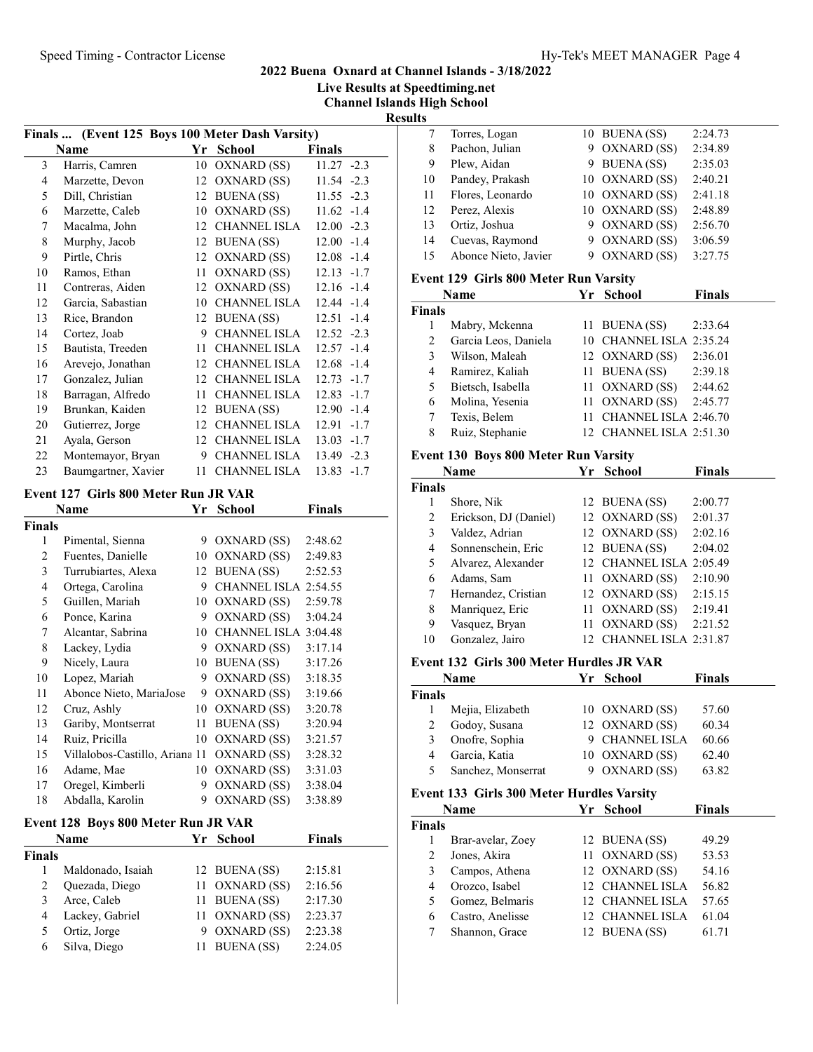## 2022 Buena Oxnard at Channel Islands - 3/18/2022

**Live Results at Speedtiming.net**

**Channel Islands High School**

**Results**

### Finals ... (Event 125 Boys 100 Meter Dash Varsity)

| | Name | Yr | School | Finals | |
|---|---|---|---|---|---|
| 3 | Harris, Camren | 10 | OXNARD (SS) | 11.27 | -2.3 |
| 4 | Marzette, Devon | 12 | OXNARD (SS) | 11.54 | -2.3 |
| 5 | Dill, Christian | 12 | BUENA (SS) | 11.55 | -2.3 |
| 6 | Marzette, Caleb | 10 | OXNARD (SS) | 11.62 | -1.4 |
| 7 | Macalma, John | 12 | CHANNEL ISLA | 12.00 | -2.3 |
| 8 | Murphy, Jacob | 12 | BUENA (SS) | 12.00 | -1.4 |
| 9 | Pirtle, Chris | 12 | OXNARD (SS) | 12.08 | -1.4 |
| 10 | Ramos, Ethan | 11 | OXNARD (SS) | 12.13 | -1.7 |
| 11 | Contreras, Aiden | 12 | OXNARD (SS) | 12.16 | -1.4 |
| 12 | Garcia, Sabastian | 10 | CHANNEL ISLA | 12.44 | -1.4 |
| 13 | Rice, Brandon | 12 | BUENA (SS) | 12.51 | -1.4 |
| 14 | Cortez, Joab | 9 | CHANNEL ISLA | 12.52 | -2.3 |
| 15 | Bautista, Treeden | 11 | CHANNEL ISLA | 12.57 | -1.4 |
| 16 | Arevejo, Jonathan | 12 | CHANNEL ISLA | 12.68 | -1.4 |
| 17 | Gonzalez, Julian | 12 | CHANNEL ISLA | 12.73 | -1.7 |
| 18 | Barragan, Alfredo | 11 | CHANNEL ISLA | 12.83 | -1.7 |
| 19 | Brunkan, Kaiden | 12 | BUENA (SS) | 12.90 | -1.4 |
| 20 | Gutierrez, Jorge | 12 | CHANNEL ISLA | 12.91 | -1.7 |
| 21 | Ayala, Gerson | 12 | CHANNEL ISLA | 13.03 | -1.7 |
| 22 | Montemayor, Bryan | 9 | CHANNEL ISLA | 13.49 | -2.3 |
| 23 | Baumgartner, Xavier | 11 | CHANNEL ISLA | 13.83 | -1.7 |

### Event 127 Girls 800 Meter Run JR VAR

| | Name | Yr | School | Finals |
|---|---|---|---|---|
| **Finals** | | | | |
| 1 | Pimental, Sienna | 9 | OXNARD (SS) | 2:48.62 |
| 2 | Fuentes, Danielle | 10 | OXNARD (SS) | 2:49.83 |
| 3 | Turrubiartes, Alexa | 12 | BUENA (SS) | 2:52.53 |
| 4 | Ortega, Carolina | 9 | CHANNEL ISLA | 2:54.55 |
| 5 | Guillen, Mariah | 10 | OXNARD (SS) | 2:59.78 |
| 6 | Ponce, Karina | 9 | OXNARD (SS) | 3:04.24 |
| 7 | Alcantar, Sabrina | 10 | CHANNEL ISLA | 3:04.48 |
| 8 | Lackey, Lydia | 9 | OXNARD (SS) | 3:17.14 |
| 9 | Nicely, Laura | 10 | BUENA (SS) | 3:17.26 |
| 10 | Lopez, Mariah | 9 | OXNARD (SS) | 3:18.35 |
| 11 | Abonce Nieto, MariaJose | 9 | OXNARD (SS) | 3:19.66 |
| 12 | Cruz, Ashly | 10 | OXNARD (SS) | 3:20.78 |
| 13 | Gariby, Montserrat | 11 | BUENA (SS) | 3:20.94 |
| 14 | Ruiz, Pricilla | 10 | OXNARD (SS) | 3:21.57 |
| 15 | Villalobos-Castillo, Ariana | 11 | OXNARD (SS) | 3:28.32 |
| 16 | Adame, Mae | 10 | OXNARD (SS) | 3:31.03 |
| 17 | Oregel, Kimberli | 9 | OXNARD (SS) | 3:38.04 |
| 18 | Abdalla, Karolin | 9 | OXNARD (SS) | 3:38.89 |

### Event 128 Boys 800 Meter Run JR VAR

| | Name | Yr | School | Finals |
|---|---|---|---|---|
| **Finals** | | | | |
| 1 | Maldonado, Isaiah | 12 | BUENA (SS) | 2:15.81 |
| 2 | Quezada, Diego | 11 | OXNARD (SS) | 2:16.56 |
| 3 | Arce, Caleb | 11 | BUENA (SS) | 2:17.30 |
| 4 | Lackey, Gabriel | 11 | OXNARD (SS) | 2:23.37 |
| 5 | Ortiz, Jorge | 9 | OXNARD (SS) | 2:23.38 |
| 6 | Silva, Diego | 11 | BUENA (SS) | 2:24.05 |
| 7 | Torres, Logan | 10 | BUENA (SS) | 2:24.73 |
| 8 | Pachon, Julian | 9 | OXNARD (SS) | 2:34.89 |
| 9 | Plew, Aidan | 9 | BUENA (SS) | 2:35.03 |
| 10 | Pandey, Prakash | 10 | OXNARD (SS) | 2:40.21 |
| 11 | Flores, Leonardo | 10 | OXNARD (SS) | 2:41.18 |
| 12 | Perez, Alexis | 10 | OXNARD (SS) | 2:48.89 |
| 13 | Ortiz, Joshua | 9 | OXNARD (SS) | 2:56.70 |
| 14 | Cuevas, Raymond | 9 | OXNARD (SS) | 3:06.59 |
| 15 | Abonce Nieto, Javier | 9 | OXNARD (SS) | 3:27.75 |

### Event 129 Girls 800 Meter Run Varsity

| | Name | Yr | School | Finals |
|---|---|---|---|---|
| **Finals** | | | | |
| 1 | Mabry, Mckenna | 11 | BUENA (SS) | 2:33.64 |
| 2 | Garcia Leos, Daniela | 10 | CHANNEL ISLA | 2:35.24 |
| 3 | Wilson, Maleah | 12 | OXNARD (SS) | 2:36.01 |
| 4 | Ramirez, Kaliah | 11 | BUENA (SS) | 2:39.18 |
| 5 | Bietsch, Isabella | 11 | OXNARD (SS) | 2:44.62 |
| 6 | Molina, Yesenia | 11 | OXNARD (SS) | 2:45.77 |
| 7 | Texis, Belem | 11 | CHANNEL ISLA | 2:46.70 |
| 8 | Ruiz, Stephanie | 12 | CHANNEL ISLA | 2:51.30 |

### Event 130 Boys 800 Meter Run Varsity

| | Name | Yr | School | Finals |
|---|---|---|---|---|
| **Finals** | | | | |
| 1 | Shore, Nik | 12 | BUENA (SS) | 2:00.77 |
| 2 | Erickson, DJ (Daniel) | 12 | OXNARD (SS) | 2:01.37 |
| 3 | Valdez, Adrian | 12 | OXNARD (SS) | 2:02.16 |
| 4 | Sonnenschein, Eric | 12 | BUENA (SS) | 2:04.02 |
| 5 | Alvarez, Alexander | 12 | CHANNEL ISLA | 2:05.49 |
| 6 | Adams, Sam | 11 | OXNARD (SS) | 2:10.90 |
| 7 | Hernandez, Cristian | 12 | OXNARD (SS) | 2:15.15 |
| 8 | Manriquez, Eric | 11 | OXNARD (SS) | 2:19.41 |
| 9 | Vasquez, Bryan | 11 | OXNARD (SS) | 2:21.52 |
| 10 | Gonzalez, Jairo | 12 | CHANNEL ISLA | 2:31.87 |

### Event 132 Girls 300 Meter Hurdles JR VAR

| | Name | Yr | School | Finals |
|---|---|---|---|---|
| **Finals** | | | | |
| 1 | Mejia, Elizabeth | 10 | OXNARD (SS) | 57.60 |
| 2 | Godoy, Susana | 12 | OXNARD (SS) | 60.34 |
| 3 | Onofre, Sophia | 9 | CHANNEL ISLA | 60.66 |
| 4 | Garcia, Katia | 10 | OXNARD (SS) | 62.40 |
| 5 | Sanchez, Monserrat | 9 | OXNARD (SS) | 63.82 |

### Event 133 Girls 300 Meter Hurdles Varsity

| | Name | Yr | School | Finals |
|---|---|---|---|---|
| **Finals** | | | | |
| 1 | Brar-avelar, Zoey | 12 | BUENA (SS) | 49.29 |
| 2 | Jones, Akira | 11 | OXNARD (SS) | 53.53 |
| 3 | Campos, Athena | 12 | OXNARD (SS) | 54.16 |
| 4 | Orozco, Isabel | 12 | CHANNEL ISLA | 56.82 |
| 5 | Gomez, Belmaris | 12 | CHANNEL ISLA | 57.65 |
| 6 | Castro, Anelisse | 12 | CHANNEL ISLA | 61.04 |
| 7 | Shannon, Grace | 12 | BUENA (SS) | 61.71 |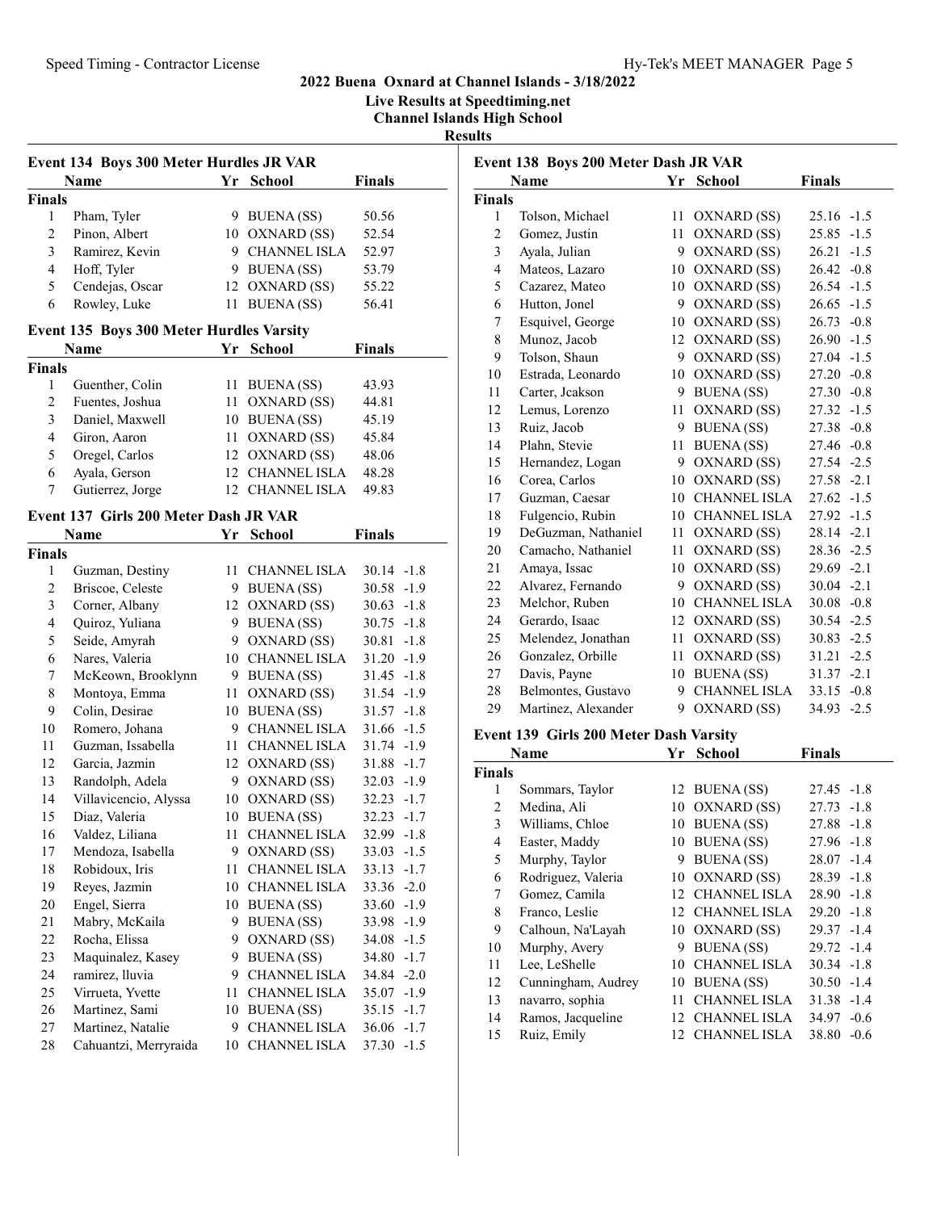## 2022 Buena Oxnard at Channel Islands - 3/18/2022

**Live Results at Speedtiming.net**

**Channel Islands High School**

**Results**

### Event 134 Boys 300 Meter Hurdles JR VAR

| | Name | Yr | School | Finals |
|---|---|---|---|---|
| **Finals** | | | | |
| 1 | Pham, Tyler | 9 | BUENA (SS) | 50.56 |
| 2 | Pinon, Albert | 10 | OXNARD (SS) | 52.54 |
| 3 | Ramirez, Kevin | 9 | CHANNEL ISLA | 52.97 |
| 4 | Hoff, Tyler | 9 | BUENA (SS) | 53.79 |
| 5 | Cendejas, Oscar | 12 | OXNARD (SS) | 55.22 |
| 6 | Rowley, Luke | 11 | BUENA (SS) | 56.41 |

### Event 135 Boys 300 Meter Hurdles Varsity

| | Name | Yr | School | Finals |
|---|---|---|---|---|
| **Finals** | | | | |
| 1 | Guenther, Colin | 11 | BUENA (SS) | 43.93 |
| 2 | Fuentes, Joshua | 11 | OXNARD (SS) | 44.81 |
| 3 | Daniel, Maxwell | 10 | BUENA (SS) | 45.19 |
| 4 | Giron, Aaron | 11 | OXNARD (SS) | 45.84 |
| 5 | Oregel, Carlos | 12 | OXNARD (SS) | 48.06 |
| 6 | Ayala, Gerson | 12 | CHANNEL ISLA | 48.28 |
| 7 | Gutierrez, Jorge | 12 | CHANNEL ISLA | 49.83 |

### Event 137 Girls 200 Meter Dash JR VAR

| | Name | Yr | School | Finals | |
|---|---|---|---|---|---|
| **Finals** | | | | | |
| 1 | Guzman, Destiny | 11 | CHANNEL ISLA | 30.14 | -1.8 |
| 2 | Briscoe, Celeste | 9 | BUENA (SS) | 30.58 | -1.9 |
| 3 | Corner, Albany | 12 | OXNARD (SS) | 30.63 | -1.8 |
| 4 | Quiroz, Yuliana | 9 | BUENA (SS) | 30.75 | -1.8 |
| 5 | Seide, Amyrah | 9 | OXNARD (SS) | 30.81 | -1.8 |
| 6 | Nares, Valeria | 10 | CHANNEL ISLA | 31.20 | -1.9 |
| 7 | McKeown, Brooklynn | 9 | BUENA (SS) | 31.45 | -1.8 |
| 8 | Montoya, Emma | 11 | OXNARD (SS) | 31.54 | -1.9 |
| 9 | Colin, Desirae | 10 | BUENA (SS) | 31.57 | -1.8 |
| 10 | Romero, Johana | 9 | CHANNEL ISLA | 31.66 | -1.5 |
| 11 | Guzman, Issabella | 11 | CHANNEL ISLA | 31.74 | -1.9 |
| 12 | Garcia, Jazmin | 12 | OXNARD (SS) | 31.88 | -1.7 |
| 13 | Randolph, Adela | 9 | OXNARD (SS) | 32.03 | -1.9 |
| 14 | Villavicencio, Alyssa | 10 | OXNARD (SS) | 32.23 | -1.7 |
| 15 | Diaz, Valeria | 10 | BUENA (SS) | 32.23 | -1.7 |
| 16 | Valdez, Liliana | 11 | CHANNEL ISLA | 32.99 | -1.8 |
| 17 | Mendoza, Isabella | 9 | OXNARD (SS) | 33.03 | -1.5 |
| 18 | Robidoux, Iris | 11 | CHANNEL ISLA | 33.13 | -1.7 |
| 19 | Reyes, Jazmin | 10 | CHANNEL ISLA | 33.36 | -2.0 |
| 20 | Engel, Sierra | 10 | BUENA (SS) | 33.60 | -1.9 |
| 21 | Mabry, McKaila | 9 | BUENA (SS) | 33.98 | -1.9 |
| 22 | Rocha, Elissa | 9 | OXNARD (SS) | 34.08 | -1.5 |
| 23 | Maquinalez, Kasey | 9 | BUENA (SS) | 34.80 | -1.7 |
| 24 | ramirez, lluvia | 9 | CHANNEL ISLA | 34.84 | -2.0 |
| 25 | Virrueta, Yvette | 11 | CHANNEL ISLA | 35.07 | -1.9 |
| 26 | Martinez, Sami | 10 | BUENA (SS) | 35.15 | -1.7 |
| 27 | Martinez, Natalie | 9 | CHANNEL ISLA | 36.06 | -1.7 |
| 28 | Cahuantzi, Merryraida | 10 | CHANNEL ISLA | 37.30 | -1.5 |

### Event 138 Boys 200 Meter Dash JR VAR

| | Name | Yr | School | Finals | |
|---|---|---|---|---|---|
| **Finals** | | | | | |
| 1 | Tolson, Michael | 11 | OXNARD (SS) | 25.16 | -1.5 |
| 2 | Gomez, Justin | 11 | OXNARD (SS) | 25.85 | -1.5 |
| 3 | Ayala, Julian | 9 | OXNARD (SS) | 26.21 | -1.5 |
| 4 | Mateos, Lazaro | 10 | OXNARD (SS) | 26.42 | -0.8 |
| 5 | Cazarez, Mateo | 10 | OXNARD (SS) | 26.54 | -1.5 |
| 6 | Hutton, Jonel | 9 | OXNARD (SS) | 26.65 | -1.5 |
| 7 | Esquivel, George | 10 | OXNARD (SS) | 26.73 | -0.8 |
| 8 | Munoz, Jacob | 12 | OXNARD (SS) | 26.90 | -1.5 |
| 9 | Tolson, Shaun | 9 | OXNARD (SS) | 27.04 | -1.5 |
| 10 | Estrada, Leonardo | 10 | OXNARD (SS) | 27.20 | -0.8 |
| 11 | Carter, Jcakson | 9 | BUENA (SS) | 27.30 | -0.8 |
| 12 | Lemus, Lorenzo | 11 | OXNARD (SS) | 27.32 | -1.5 |
| 13 | Ruiz, Jacob | 9 | BUENA (SS) | 27.38 | -0.8 |
| 14 | Plahn, Stevie | 11 | BUENA (SS) | 27.46 | -0.8 |
| 15 | Hernandez, Logan | 9 | OXNARD (SS) | 27.54 | -2.5 |
| 16 | Corea, Carlos | 10 | OXNARD (SS) | 27.58 | -2.1 |
| 17 | Guzman, Caesar | 10 | CHANNEL ISLA | 27.62 | -1.5 |
| 18 | Fulgencio, Rubin | 10 | CHANNEL ISLA | 27.92 | -1.5 |
| 19 | DeGuzman, Nathaniel | 11 | OXNARD (SS) | 28.14 | -2.1 |
| 20 | Camacho, Nathaniel | 11 | OXNARD (SS) | 28.36 | -2.5 |
| 21 | Amaya, Issac | 10 | OXNARD (SS) | 29.69 | -2.1 |
| 22 | Alvarez, Fernando | 9 | OXNARD (SS) | 30.04 | -2.1 |
| 23 | Melchor, Ruben | 10 | CHANNEL ISLA | 30.08 | -0.8 |
| 24 | Gerardo, Isaac | 12 | OXNARD (SS) | 30.54 | -2.5 |
| 25 | Melendez, Jonathan | 11 | OXNARD (SS) | 30.83 | -2.5 |
| 26 | Gonzalez, Orbille | 11 | OXNARD (SS) | 31.21 | -2.5 |
| 27 | Davis, Payne | 10 | BUENA (SS) | 31.37 | -2.1 |
| 28 | Belmontes, Gustavo | 9 | CHANNEL ISLA | 33.15 | -0.8 |
| 29 | Martinez, Alexander | 9 | OXNARD (SS) | 34.93 | -2.5 |

### Event 139 Girls 200 Meter Dash Varsity

| | Name | Yr | School | Finals | |
|---|---|---|---|---|---|
| **Finals** | | | | | |
| 1 | Sommars, Taylor | 12 | BUENA (SS) | 27.45 | -1.8 |
| 2 | Medina, Ali | 10 | OXNARD (SS) | 27.73 | -1.8 |
| 3 | Williams, Chloe | 10 | BUENA (SS) | 27.88 | -1.8 |
| 4 | Easter, Maddy | 10 | BUENA (SS) | 27.96 | -1.8 |
| 5 | Murphy, Taylor | 9 | BUENA (SS) | 28.07 | -1.4 |
| 6 | Rodriguez, Valeria | 10 | OXNARD (SS) | 28.39 | -1.8 |
| 7 | Gomez, Camila | 12 | CHANNEL ISLA | 28.90 | -1.8 |
| 8 | Franco, Leslie | 12 | CHANNEL ISLA | 29.20 | -1.8 |
| 9 | Calhoun, Na'LaYah | 10 | OXNARD (SS) | 29.37 | -1.4 |
| 10 | Murphy, Avery | 9 | BUENA (SS) | 29.72 | -1.4 |
| 11 | Lee, LeShelle | 10 | CHANNEL ISLA | 30.34 | -1.8 |
| 12 | Cunningham, Audrey | 10 | BUENA (SS) | 30.50 | -1.4 |
| 13 | navarro, sophia | 11 | CHANNEL ISLA | 31.38 | -1.4 |
| 14 | Ramos, Jacqueline | 12 | CHANNEL ISLA | 34.97 | -0.6 |
| 15 | Ruiz, Emily | 12 | CHANNEL ISLA | 38.80 | -0.6 |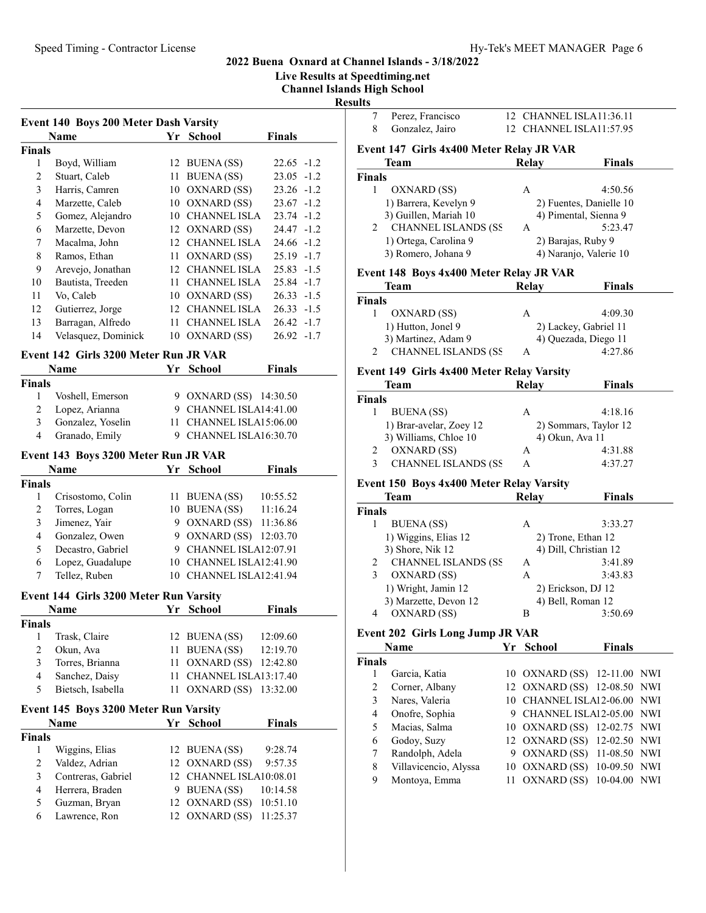# 2022 Buena Oxnard at Channel Islands - 3/18/2022

**Live Results at Speedtiming.net**

**Channel Islands High School**

**Results**

### Event 140 Boys 200 Meter Dash Varsity

| | Name | Yr | School | Finals | |
|---|---|---|---|---|---|
| **Finals** | | | | | |
| 1 | Boyd, William | 12 | BUENA (SS) | 22.65 | -1.2 |
| 2 | Stuart, Caleb | 11 | BUENA (SS) | 23.05 | -1.2 |
| 3 | Harris, Camren | 10 | OXNARD (SS) | 23.26 | -1.2 |
| 4 | Marzette, Caleb | 10 | OXNARD (SS) | 23.67 | -1.2 |
| 5 | Gomez, Alejandro | 10 | CHANNEL ISLA | 23.74 | -1.2 |
| 6 | Marzette, Devon | 12 | OXNARD (SS) | 24.47 | -1.2 |
| 7 | Macalma, John | 12 | CHANNEL ISLA | 24.66 | -1.2 |
| 8 | Ramos, Ethan | 11 | OXNARD (SS) | 25.19 | -1.7 |
| 9 | Arevejo, Jonathan | 12 | CHANNEL ISLA | 25.83 | -1.5 |
| 10 | Bautista, Treeden | 11 | CHANNEL ISLA | 25.84 | -1.7 |
| 11 | Vo, Caleb | 10 | OXNARD (SS) | 26.33 | -1.5 |
| 12 | Gutierrez, Jorge | 12 | CHANNEL ISLA | 26.33 | -1.5 |
| 13 | Barragan, Alfredo | 11 | CHANNEL ISLA | 26.42 | -1.7 |
| 14 | Velasquez, Dominick | 10 | OXNARD (SS) | 26.92 | -1.7 |

### Event 142 Girls 3200 Meter Run JR VAR

| | Name | Yr | School | Finals |
|---|---|---|---|---|
| **Finals** | | | | |
| 1 | Voshell, Emerson | 9 | OXNARD (SS) | 14:30.50 |
| 2 | Lopez, Arianna | 9 | CHANNEL ISLA | 14:41.00 |
| 3 | Gonzalez, Yoselin | 11 | CHANNEL ISLA | 15:06.00 |
| 4 | Granado, Emily | 9 | CHANNEL ISLA | 16:30.70 |

### Event 143 Boys 3200 Meter Run JR VAR

| | Name | Yr | School | Finals |
|---|---|---|---|---|
| **Finals** | | | | |
| 1 | Crisostomo, Colin | 11 | BUENA (SS) | 10:55.52 |
| 2 | Torres, Logan | 10 | BUENA (SS) | 11:16.24 |
| 3 | Jimenez, Yair | 9 | OXNARD (SS) | 11:36.86 |
| 4 | Gonzalez, Owen | 9 | OXNARD (SS) | 12:03.70 |
| 5 | Decastro, Gabriel | 9 | CHANNEL ISLA | 12:07.91 |
| 6 | Lopez, Guadalupe | 10 | CHANNEL ISLA | 12:41.90 |
| 7 | Tellez, Ruben | 10 | CHANNEL ISLA | 12:41.94 |

### Event 144 Girls 3200 Meter Run Varsity

| | Name | Yr | School | Finals |
|---|---|---|---|---|
| **Finals** | | | | |
| 1 | Trask, Claire | 12 | BUENA (SS) | 12:09.60 |
| 2 | Okun, Ava | 11 | BUENA (SS) | 12:19.70 |
| 3 | Torres, Brianna | 11 | OXNARD (SS) | 12:42.80 |
| 4 | Sanchez, Daisy | 11 | CHANNEL ISLA | 13:17.40 |
| 5 | Bietsch, Isabella | 11 | OXNARD (SS) | 13:32.00 |

### Event 145 Boys 3200 Meter Run Varsity

| | Name | Yr | School | Finals |
|---|---|---|---|---|
| **Finals** | | | | |
| 1 | Wiggins, Elias | 12 | BUENA (SS) | 9:28.74 |
| 2 | Valdez, Adrian | 12 | OXNARD (SS) | 9:57.35 |
| 3 | Contreras, Gabriel | 12 | CHANNEL ISLA | 10:08.01 |
| 4 | Herrera, Braden | 9 | BUENA (SS) | 10:14.58 |
| 5 | Guzman, Bryan | 12 | OXNARD (SS) | 10:51.10 |
| 6 | Lawrence, Ron | 12 | OXNARD (SS) | 11:25.37 |
| 7 | Perez, Francisco | 12 | CHANNEL ISLA | 11:36.11 |
| 8 | Gonzalez, Jairo | 12 | CHANNEL ISLA | 11:57.95 |

### Event 147 Girls 4x400 Meter Relay JR VAR

| | Team | Relay | Finals |
|---|---|---|---|
| **Finals** | | | |
| 1 | OXNARD (SS) | A | 4:50.56 |
| | 1) Barrera, Kevelyn 9 | 2) Fuentes, Danielle 10 | |
| | 3) Guillen, Mariah 10 | 4) Pimental, Sienna 9 | |
| 2 | CHANNEL ISLANDS (SS | A | 5:23.47 |
| | 1) Ortega, Carolina 9 | 2) Barajas, Ruby 9 | |
| | 3) Romero, Johana 9 | 4) Naranjo, Valerie 10 | |

### Event 148 Boys 4x400 Meter Relay JR VAR

| | Team | Relay | Finals |
|---|---|---|---|
| **Finals** | | | |
| 1 | OXNARD (SS) | A | 4:09.30 |
| | 1) Hutton, Jonel 9 | 2) Lackey, Gabriel 11 | |
| | 3) Martinez, Adam 9 | 4) Quezada, Diego 11 | |
| 2 | CHANNEL ISLANDS (SS | A | 4:27.86 |

### Event 149 Girls 4x400 Meter Relay Varsity

| | Team | Relay | Finals |
|---|---|---|---|
| **Finals** | | | |
| 1 | BUENA (SS) | A | 4:18.16 |
| | 1) Brar-avelar, Zoey 12 | 2) Sommars, Taylor 12 | |
| | 3) Williams, Chloe 10 | 4) Okun, Ava 11 | |
| 2 | OXNARD (SS) | A | 4:31.88 |
| 3 | CHANNEL ISLANDS (SS | A | 4:37.27 |

### Event 150 Boys 4x400 Meter Relay Varsity

| | Team | Relay | Finals |
|---|---|---|---|
| **Finals** | | | |
| 1 | BUENA (SS) | A | 3:33.27 |
| | 1) Wiggins, Elias 12 | 2) Trone, Ethan 12 | |
| | 3) Shore, Nik 12 | 4) Dill, Christian 12 | |
| 2 | CHANNEL ISLANDS (SS | A | 3:41.89 |
| 3 | OXNARD (SS) | A | 3:43.83 |
| | 1) Wright, Jamin 12 | 2) Erickson, DJ 12 | |
| | 3) Marzette, Devon 12 | 4) Bell, Roman 12 | |
| 4 | OXNARD (SS) | B | 3:50.69 |

### Event 202 Girls Long Jump JR VAR

| | Name | Yr | School | Finals | |
|---|---|---|---|---|---|
| **Finals** | | | | | |
| 1 | Garcia, Katia | 10 | OXNARD (SS) | 12-11.00 | NWI |
| 2 | Corner, Albany | 12 | OXNARD (SS) | 12-08.50 | NWI |
| 3 | Nares, Valeria | 10 | CHANNEL ISLA | 12-06.00 | NWI |
| 4 | Onofre, Sophia | 9 | CHANNEL ISLA | 12-05.00 | NWI |
| 5 | Macias, Salma | 10 | OXNARD (SS) | 12-02.75 | NWI |
| 6 | Godoy, Suzy | 12 | OXNARD (SS) | 12-02.50 | NWI |
| 7 | Randolph, Adela | 9 | OXNARD (SS) | 11-08.50 | NWI |
| 8 | Villavicencio, Alyssa | 10 | OXNARD (SS) | 10-09.50 | NWI |
| 9 | Montoya, Emma | 11 | OXNARD (SS) | 10-04.00 | NWI |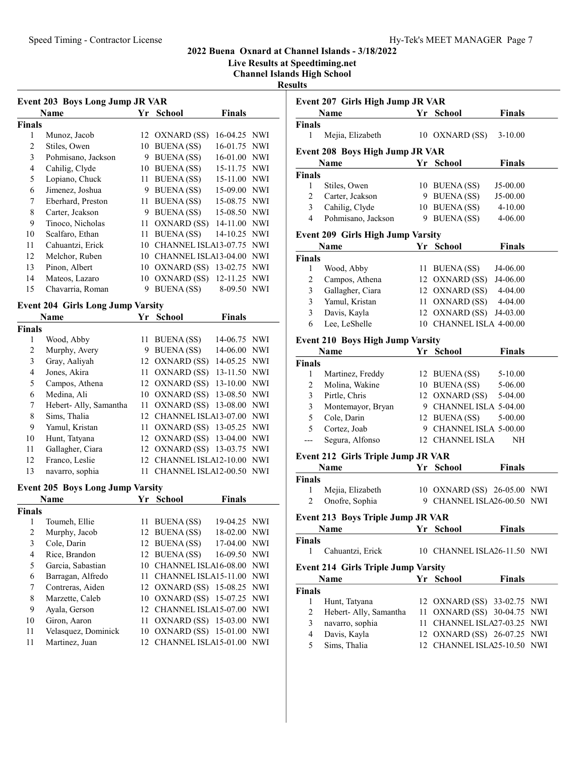## 2022 Buena Oxnard at Channel Islands - 3/18/2022

**Live Results at Speedtiming.net**

**Channel Islands High School**

**Results**

### Event 203 Boys Long Jump JR VAR

| | Name | Yr | School | Finals | |
|---|---|---|---|---|---|
| **Finals** | | | | | |
| 1 | Munoz, Jacob | 12 | OXNARD (SS) | 16-04.25 | NWI |
| 2 | Stiles, Owen | 10 | BUENA (SS) | 16-01.75 | NWI |
| 3 | Pohmisano, Jackson | 9 | BUENA (SS) | 16-01.00 | NWI |
| 4 | Cahilig, Clyde | 10 | BUENA (SS) | 15-11.75 | NWI |
| 5 | Lopiano, Chuck | 11 | BUENA (SS) | 15-11.00 | NWI |
| 6 | Jimenez, Joshua | 9 | BUENA (SS) | 15-09.00 | NWI |
| 7 | Eberhard, Preston | 11 | BUENA (SS) | 15-08.75 | NWI |
| 8 | Carter, Jcakson | 9 | BUENA (SS) | 15-08.50 | NWI |
| 9 | Tinoco, Nicholas | 11 | OXNARD (SS) | 14-11.00 | NWI |
| 10 | Scalfaro, Ethan | 11 | BUENA (SS) | 14-10.25 | NWI |
| 11 | Cahuantzi, Erick | 10 | CHANNEL ISLA | 13-07.75 | NWI |
| 12 | Melchor, Ruben | 10 | CHANNEL ISLA | 13-04.00 | NWI |
| 13 | Pinon, Albert | 10 | OXNARD (SS) | 13-02.75 | NWI |
| 14 | Mateos, Lazaro | 10 | OXNARD (SS) | 12-11.25 | NWI |
| 15 | Chavarria, Roman | 9 | BUENA (SS) | 8-09.50 | NWI |

### Event 204 Girls Long Jump Varsity

| | Name | Yr | School | Finals | |
|---|---|---|---|---|---|
| **Finals** | | | | | |
| 1 | Wood, Abby | 11 | BUENA (SS) | 14-06.75 | NWI |
| 2 | Murphy, Avery | 9 | BUENA (SS) | 14-06.00 | NWI |
| 3 | Gray, Aaliyah | 12 | OXNARD (SS) | 14-05.25 | NWI |
| 4 | Jones, Akira | 11 | OXNARD (SS) | 13-11.50 | NWI |
| 5 | Campos, Athena | 12 | OXNARD (SS) | 13-10.00 | NWI |
| 6 | Medina, Ali | 10 | OXNARD (SS) | 13-08.50 | NWI |
| 7 | Hebert- Ally, Samantha | 11 | OXNARD (SS) | 13-08.00 | NWI |
| 8 | Sims, Thalia | 12 | CHANNEL ISLA | 13-07.00 | NWI |
| 9 | Yamul, Kristan | 11 | OXNARD (SS) | 13-05.25 | NWI |
| 10 | Hunt, Tatyana | 12 | OXNARD (SS) | 13-04.00 | NWI |
| 11 | Gallagher, Ciara | 12 | OXNARD (SS) | 13-03.75 | NWI |
| 12 | Franco, Leslie | 12 | CHANNEL ISLA | 12-10.00 | NWI |
| 13 | navarro, sophia | 11 | CHANNEL ISLA | 12-00.50 | NWI |

### Event 205 Boys Long Jump Varsity

| | Name | Yr | School | Finals | |
|---|---|---|---|---|---|
| **Finals** | | | | | |
| 1 | Toumeh, Ellie | 11 | BUENA (SS) | 19-04.25 | NWI |
| 2 | Murphy, Jacob | 12 | BUENA (SS) | 18-02.00 | NWI |
| 3 | Cole, Darin | 12 | BUENA (SS) | 17-04.00 | NWI |
| 4 | Rice, Brandon | 12 | BUENA (SS) | 16-09.50 | NWI |
| 5 | Garcia, Sabastian | 10 | CHANNEL ISLA | 16-08.00 | NWI |
| 6 | Barragan, Alfredo | 11 | CHANNEL ISLA | 15-11.00 | NWI |
| 7 | Contreras, Aiden | 12 | OXNARD (SS) | 15-08.25 | NWI |
| 8 | Marzette, Caleb | 10 | OXNARD (SS) | 15-07.75 | NWI |
| 9 | Ayala, Gerson | 12 | CHANNEL ISLA | 15-07.00 | NWI |
| 10 | Giron, Aaron | 11 | OXNARD (SS) | 15-03.00 | NWI |
| 11 | Velasquez, Dominick | 10 | OXNARD (SS) | 15-01.00 | NWI |
| 11 | Martinez, Juan | 12 | CHANNEL ISLA | 15-01.00 | NWI |

### Event 207 Girls High Jump JR VAR

| | Name | Yr | School | Finals |
|---|---|---|---|---|
| **Finals** | | | | |
| 1 | Mejia, Elizabeth | 10 | OXNARD (SS) | 3-10.00 |

### Event 208 Boys High Jump JR VAR

| | Name | Yr | School | Finals |
|---|---|---|---|---|
| **Finals** | | | | |
| 1 | Stiles, Owen | 10 | BUENA (SS) | J5-00.00 |
| 2 | Carter, Jcakson | 9 | BUENA (SS) | J5-00.00 |
| 3 | Cahilig, Clyde | 10 | BUENA (SS) | 4-10.00 |
| 4 | Pohmisano, Jackson | 9 | BUENA (SS) | 4-06.00 |

### Event 209 Girls High Jump Varsity

| | Name | Yr | School | Finals |
|---|---|---|---|---|
| **Finals** | | | | |
| 1 | Wood, Abby | 11 | BUENA (SS) | J4-06.00 |
| 2 | Campos, Athena | 12 | OXNARD (SS) | J4-06.00 |
| 3 | Gallagher, Ciara | 12 | OXNARD (SS) | 4-04.00 |
| 3 | Yamul, Kristan | 11 | OXNARD (SS) | 4-04.00 |
| 3 | Davis, Kayla | 12 | OXNARD (SS) | J4-03.00 |
| 6 | Lee, LeShelle | 10 | CHANNEL ISLA | 4-00.00 |

### Event 210 Boys High Jump Varsity

| | Name | Yr | School | Finals |
|---|---|---|---|---|
| **Finals** | | | | |
| 1 | Martinez, Freddy | 12 | BUENA (SS) | 5-10.00 |
| 2 | Molina, Wakine | 10 | BUENA (SS) | 5-06.00 |
| 3 | Pirtle, Chris | 12 | OXNARD (SS) | 5-04.00 |
| 3 | Montemayor, Bryan | 9 | CHANNEL ISLA | 5-04.00 |
| 5 | Cole, Darin | 12 | BUENA (SS) | 5-00.00 |
| 5 | Cortez, Joab | 9 | CHANNEL ISLA | 5-00.00 |
| --- | Segura, Alfonso | 12 | CHANNEL ISLA | NH |

### Event 212 Girls Triple Jump JR VAR

| | Name | Yr | School | Finals | |
|---|---|---|---|---|---|
| **Finals** | | | | | |
| 1 | Mejia, Elizabeth | 10 | OXNARD (SS) | 26-05.00 | NWI |
| 2 | Onofre, Sophia | 9 | CHANNEL ISLA | 26-00.50 | NWI |

### Event 213 Boys Triple Jump JR VAR

| | Name | Yr | School | Finals | |
|---|---|---|---|---|---|
| **Finals** | | | | | |
| 1 | Cahuantzi, Erick | 10 | CHANNEL ISLA | 26-11.50 | NWI |

### Event 214 Girls Triple Jump Varsity

| | Name | Yr | School | Finals | |
|---|---|---|---|---|---|
| **Finals** | | | | | |
| 1 | Hunt, Tatyana | 12 | OXNARD (SS) | 33-02.75 | NWI |
| 2 | Hebert- Ally, Samantha | 11 | OXNARD (SS) | 30-04.75 | NWI |
| 3 | navarro, sophia | 11 | CHANNEL ISLA | 27-03.25 | NWI |
| 4 | Davis, Kayla | 12 | OXNARD (SS) | 26-07.25 | NWI |
| 5 | Sims, Thalia | 12 | CHANNEL ISLA | 25-10.50 | NWI |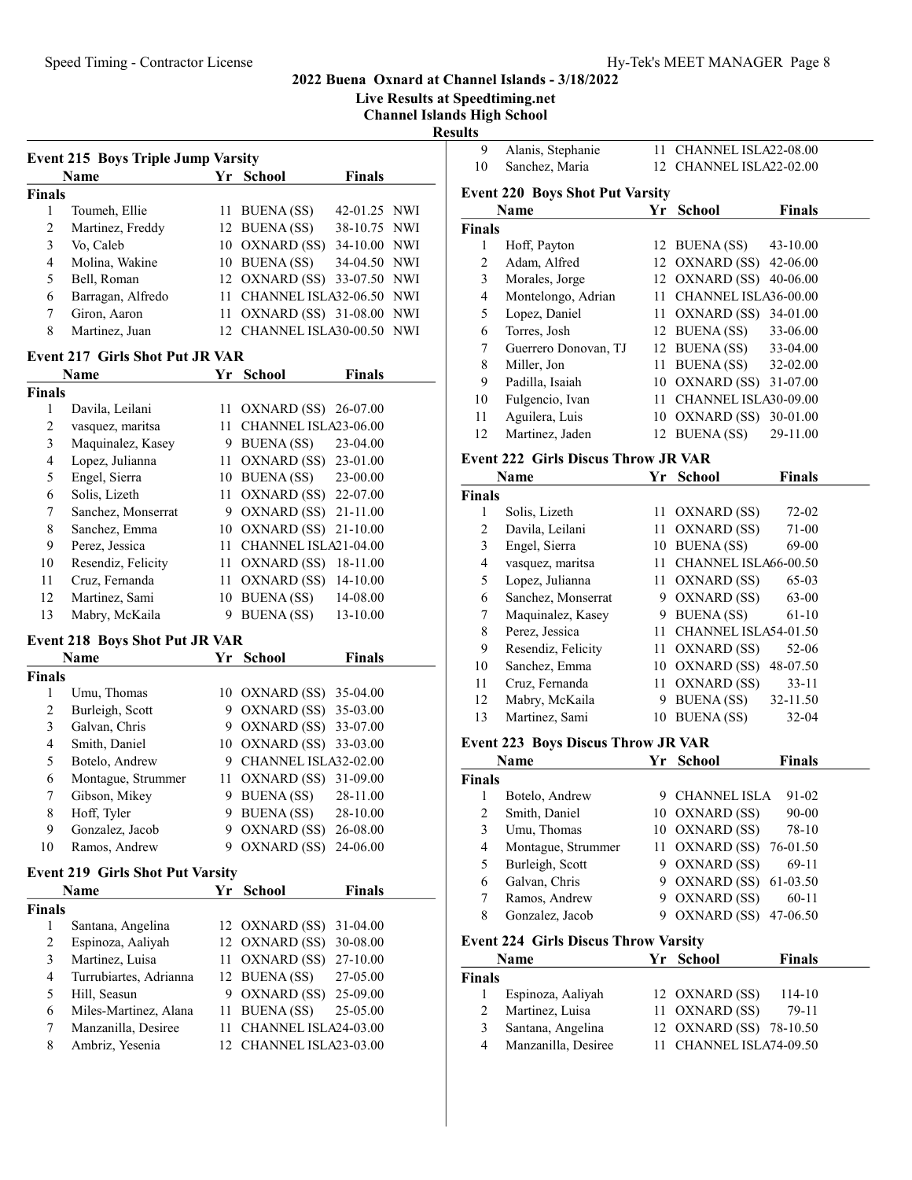## 2022 Buena Oxnard at Channel Islands - 3/18/2022

**Live Results at Speedtiming.net**

**Channel Islands High School**

**Results**

### Event 215 Boys Triple Jump Varsity

| | Name | Yr | School | Finals | |
|---|---|---|---|---|---|
| **Finals** | | | | | |
| 1 | Toumeh, Ellie | 11 | BUENA (SS) | 42-01.25 | NWI |
| 2 | Martinez, Freddy | 12 | BUENA (SS) | 38-10.75 | NWI |
| 3 | Vo, Caleb | 10 | OXNARD (SS) | 34-10.00 | NWI |
| 4 | Molina, Wakine | 10 | BUENA (SS) | 34-04.50 | NWI |
| 5 | Bell, Roman | 12 | OXNARD (SS) | 33-07.50 | NWI |
| 6 | Barragan, Alfredo | 11 | CHANNEL ISLA | 32-06.50 | NWI |
| 7 | Giron, Aaron | 11 | OXNARD (SS) | 31-08.00 | NWI |
| 8 | Martinez, Juan | 12 | CHANNEL ISLA | 30-00.50 | NWI |

### Event 217 Girls Shot Put JR VAR

| | Name | Yr | School | Finals |
|---|---|---|---|---|
| **Finals** | | | | |
| 1 | Davila, Leilani | 11 | OXNARD (SS) | 26-07.00 |
| 2 | vasquez, maritsa | 11 | CHANNEL ISLA | 23-06.00 |
| 3 | Maquinalez, Kasey | 9 | BUENA (SS) | 23-04.00 |
| 4 | Lopez, Julianna | 11 | OXNARD (SS) | 23-01.00 |
| 5 | Engel, Sierra | 10 | BUENA (SS) | 23-00.00 |
| 6 | Solis, Lizeth | 11 | OXNARD (SS) | 22-07.00 |
| 7 | Sanchez, Monserrat | 9 | OXNARD (SS) | 21-11.00 |
| 8 | Sanchez, Emma | 10 | OXNARD (SS) | 21-10.00 |
| 9 | Perez, Jessica | 11 | CHANNEL ISLA | 21-04.00 |
| 10 | Resendiz, Felicity | 11 | OXNARD (SS) | 18-11.00 |
| 11 | Cruz, Fernanda | 11 | OXNARD (SS) | 14-10.00 |
| 12 | Martinez, Sami | 10 | BUENA (SS) | 14-08.00 |
| 13 | Mabry, McKaila | 9 | BUENA (SS) | 13-10.00 |

### Event 218 Boys Shot Put JR VAR

| | Name | Yr | School | Finals |
|---|---|---|---|---|
| **Finals** | | | | |
| 1 | Umu, Thomas | 10 | OXNARD (SS) | 35-04.00 |
| 2 | Burleigh, Scott | 9 | OXNARD (SS) | 35-03.00 |
| 3 | Galvan, Chris | 9 | OXNARD (SS) | 33-07.00 |
| 4 | Smith, Daniel | 10 | OXNARD (SS) | 33-03.00 |
| 5 | Botelo, Andrew | 9 | CHANNEL ISLA | 32-02.00 |
| 6 | Montague, Strummer | 11 | OXNARD (SS) | 31-09.00 |
| 7 | Gibson, Mikey | 9 | BUENA (SS) | 28-11.00 |
| 8 | Hoff, Tyler | 9 | BUENA (SS) | 28-10.00 |
| 9 | Gonzalez, Jacob | 9 | OXNARD (SS) | 26-08.00 |
| 10 | Ramos, Andrew | 9 | OXNARD (SS) | 24-06.00 |

### Event 219 Girls Shot Put Varsity

| | Name | Yr | School | Finals |
|---|---|---|---|---|
| **Finals** | | | | |
| 1 | Santana, Angelina | 12 | OXNARD (SS) | 31-04.00 |
| 2 | Espinoza, Aaliyah | 12 | OXNARD (SS) | 30-08.00 |
| 3 | Martinez, Luisa | 11 | OXNARD (SS) | 27-10.00 |
| 4 | Turrubiartes, Adrianna | 12 | BUENA (SS) | 27-05.00 |
| 5 | Hill, Seasun | 9 | OXNARD (SS) | 25-09.00 |
| 6 | Miles-Martinez, Alana | 11 | BUENA (SS) | 25-05.00 |
| 7 | Manzanilla, Desiree | 11 | CHANNEL ISLA | 24-03.00 |
| 8 | Ambriz, Yesenia | 12 | CHANNEL ISLA | 23-03.00 |
| 9 | Alanis, Stephanie | 11 | CHANNEL ISLA | 22-08.00 |
| 10 | Sanchez, Maria | 12 | CHANNEL ISLA | 22-02.00 |

### Event 220 Boys Shot Put Varsity

| | Name | Yr | School | Finals |
|---|---|---|---|---|
| **Finals** | | | | |
| 1 | Hoff, Payton | 12 | BUENA (SS) | 43-10.00 |
| 2 | Adam, Alfred | 12 | OXNARD (SS) | 42-06.00 |
| 3 | Morales, Jorge | 12 | OXNARD (SS) | 40-06.00 |
| 4 | Montelongo, Adrian | 11 | CHANNEL ISLA | 36-00.00 |
| 5 | Lopez, Daniel | 11 | OXNARD (SS) | 34-01.00 |
| 6 | Torres, Josh | 12 | BUENA (SS) | 33-06.00 |
| 7 | Guerrero Donovan, TJ | 12 | BUENA (SS) | 33-04.00 |
| 8 | Miller, Jon | 11 | BUENA (SS) | 32-02.00 |
| 9 | Padilla, Isaiah | 10 | OXNARD (SS) | 31-07.00 |
| 10 | Fulgencio, Ivan | 11 | CHANNEL ISLA | 30-09.00 |
| 11 | Aguilera, Luis | 10 | OXNARD (SS) | 30-01.00 |
| 12 | Martinez, Jaden | 12 | BUENA (SS) | 29-11.00 |

### Event 222 Girls Discus Throw JR VAR

| | Name | Yr | School | Finals |
|---|---|---|---|---|
| **Finals** | | | | |
| 1 | Solis, Lizeth | 11 | OXNARD (SS) | 72-02 |
| 2 | Davila, Leilani | 11 | OXNARD (SS) | 71-00 |
| 3 | Engel, Sierra | 10 | BUENA (SS) | 69-00 |
| 4 | vasquez, maritsa | 11 | CHANNEL ISLA | 66-00.50 |
| 5 | Lopez, Julianna | 11 | OXNARD (SS) | 65-03 |
| 6 | Sanchez, Monserrat | 9 | OXNARD (SS) | 63-00 |
| 7 | Maquinalez, Kasey | 9 | BUENA (SS) | 61-10 |
| 8 | Perez, Jessica | 11 | CHANNEL ISLA | 54-01.50 |
| 9 | Resendiz, Felicity | 11 | OXNARD (SS) | 52-06 |
| 10 | Sanchez, Emma | 10 | OXNARD (SS) | 48-07.50 |
| 11 | Cruz, Fernanda | 11 | OXNARD (SS) | 33-11 |
| 12 | Mabry, McKaila | 9 | BUENA (SS) | 32-11.50 |
| 13 | Martinez, Sami | 10 | BUENA (SS) | 32-04 |

### Event 223 Boys Discus Throw JR VAR

| | Name | Yr | School | Finals |
|---|---|---|---|---|
| **Finals** | | | | |
| 1 | Botelo, Andrew | 9 | CHANNEL ISLA | 91-02 |
| 2 | Smith, Daniel | 10 | OXNARD (SS) | 90-00 |
| 3 | Umu, Thomas | 10 | OXNARD (SS) | 78-10 |
| 4 | Montague, Strummer | 11 | OXNARD (SS) | 76-01.50 |
| 5 | Burleigh, Scott | 9 | OXNARD (SS) | 69-11 |
| 6 | Galvan, Chris | 9 | OXNARD (SS) | 61-03.50 |
| 7 | Ramos, Andrew | 9 | OXNARD (SS) | 60-11 |
| 8 | Gonzalez, Jacob | 9 | OXNARD (SS) | 47-06.50 |

### Event 224 Girls Discus Throw Varsity

| | Name | Yr | School | Finals |
|---|---|---|---|---|
| **Finals** | | | | |
| 1 | Espinoza, Aaliyah | 12 | OXNARD (SS) | 114-10 |
| 2 | Martinez, Luisa | 11 | OXNARD (SS) | 79-11 |
| 3 | Santana, Angelina | 12 | OXNARD (SS) | 78-10.50 |
| 4 | Manzanilla, Desiree | 11 | CHANNEL ISLA | 74-09.50 |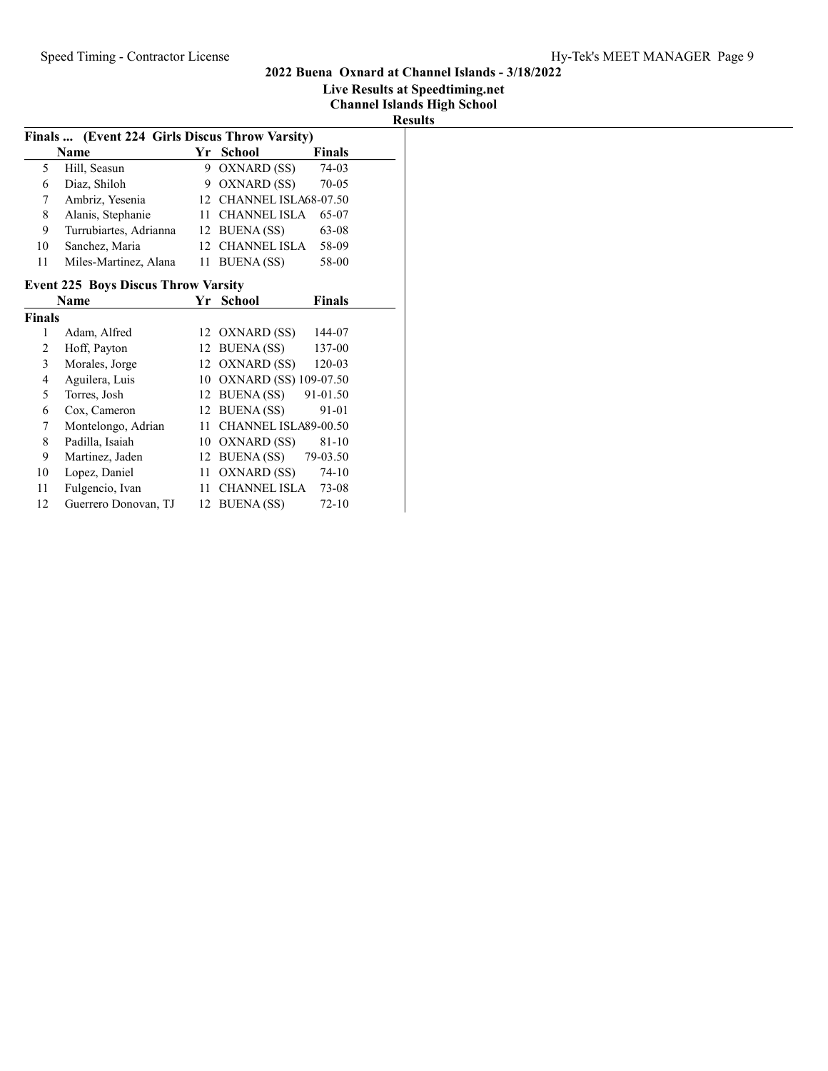## 2022 Buena Oxnard at Channel Islands - 3/18/2022

**Live Results at Speedtiming.net**

**Channel Islands High School**

**Results**

### Finals ... (Event 224 Girls Discus Throw Varsity)

| | Name | Yr | School | Finals |
|---|---|---|---|---|
| 5 | Hill, Seasun | 9 | OXNARD (SS) | 74-03 |
| 6 | Diaz, Shiloh | 9 | OXNARD (SS) | 70-05 |
| 7 | Ambriz, Yesenia | 12 | CHANNEL ISLA | 68-07.50 |
| 8 | Alanis, Stephanie | 11 | CHANNEL ISLA | 65-07 |
| 9 | Turrubiartes, Adrianna | 12 | BUENA (SS) | 63-08 |
| 10 | Sanchez, Maria | 12 | CHANNEL ISLA | 58-09 |
| 11 | Miles-Martinez, Alana | 11 | BUENA (SS) | 58-00 |

### Event 225 Boys Discus Throw Varsity

| | Name | Yr | School | Finals |
|---|---|---|---|---|
| **Finals** | | | | |
| 1 | Adam, Alfred | 12 | OXNARD (SS) | 144-07 |
| 2 | Hoff, Payton | 12 | BUENA (SS) | 137-00 |
| 3 | Morales, Jorge | 12 | OXNARD (SS) | 120-03 |
| 4 | Aguilera, Luis | 10 | OXNARD (SS) | 109-07.50 |
| 5 | Torres, Josh | 12 | BUENA (SS) | 91-01.50 |
| 6 | Cox, Cameron | 12 | BUENA (SS) | 91-01 |
| 7 | Montelongo, Adrian | 11 | CHANNEL ISLA | 89-00.50 |
| 8 | Padilla, Isaiah | 10 | OXNARD (SS) | 81-10 |
| 9 | Martinez, Jaden | 12 | BUENA (SS) | 79-03.50 |
| 10 | Lopez, Daniel | 11 | OXNARD (SS) | 74-10 |
| 11 | Fulgencio, Ivan | 11 | CHANNEL ISLA | 73-08 |
| 12 | Guerrero Donovan, TJ | 12 | BUENA (SS) | 72-10 |